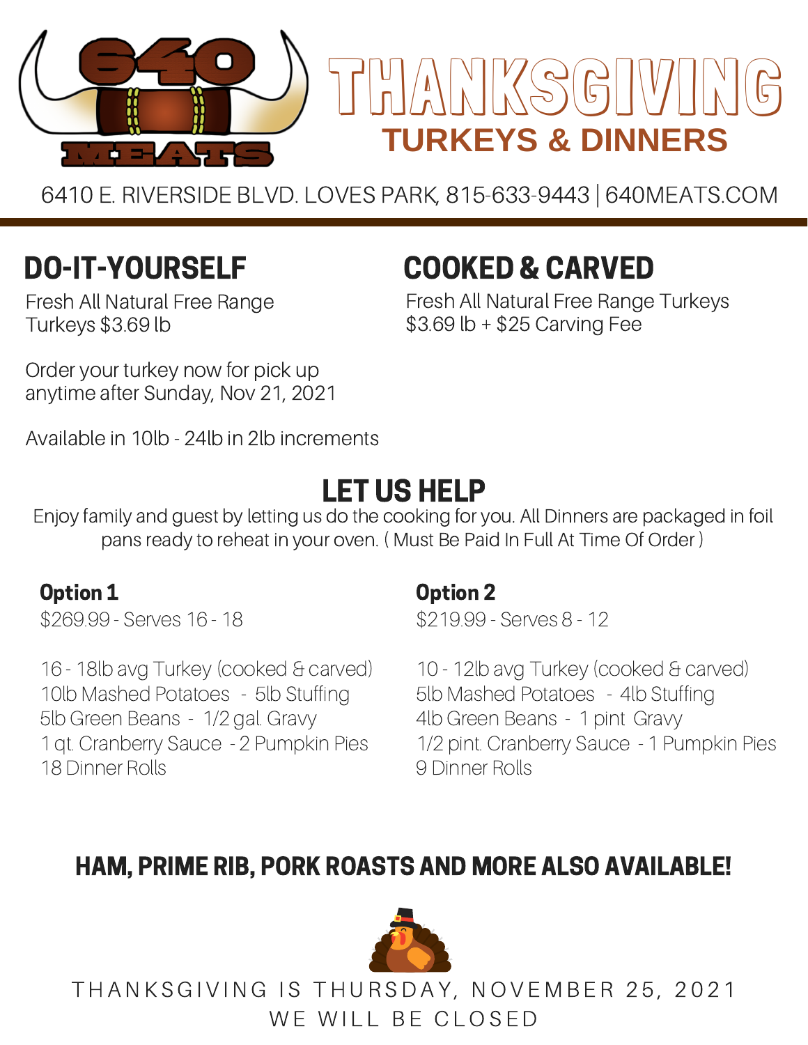640 MEATS

# THANKSGIVING

## TURKEYS & DINNERS

6410 E. RIVERSIDE BLVD. LOVES PARK, 815-633-9443 | 640MEATS.COM

## DO-IT-YOURSELF

Fresh All Natural Free Range Turkeys $3.69 lb

Order your turkey now for pick up anytime after Sunday, Nov 21, 2021

Available in 10lb - 24lb in 2lb increments

## COOKED & CARVED

Fresh All Natural Free Range Turkeys $3.69 lb + $25 Carving Fee

## LET US HELP

Enjoy family and guest by letting us do the cooking for you. All Dinners are packaged in foil pans ready to reheat in your oven. ( Must Be Paid In Full At Time Of Order )

**Option 1**

$269.99 - Serves 16 - 18

16 - 18lb avg Turkey (cooked & carved)
10lb Mashed Potatoes - 5lb Stuffing
5lb Green Beans - 1/2 gal. Gravy
1 qt. Cranberry Sauce - 2 Pumpkin Pies
18 Dinner Rolls

**Option 2**

$219.99 - Serves 8 - 12

10 - 12lb avg Turkey (cooked & carved)
5lb Mashed Potatoes - 4lb Stuffing
4lb Green Beans - 1 pint Gravy
1/2 pint. Cranberry Sauce - 1 Pumpkin Pies
9 Dinner Rolls

## HAM, PRIME RIB, PORK ROASTS AND MORE ALSO AVAILABLE!

THANKSGIVING IS THURSDAY, NOVEMBER 25, 2021
WE WILL BE CLOSED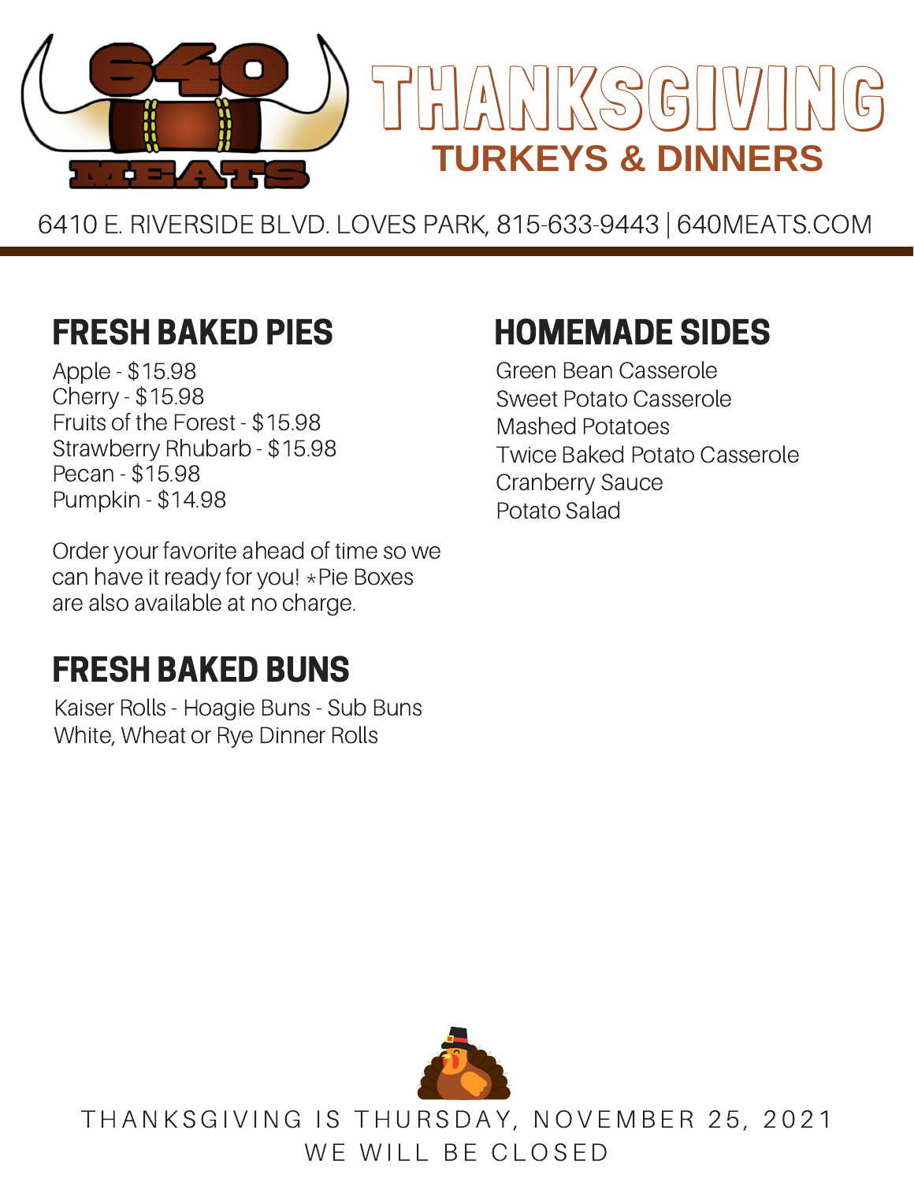# THANKSGIVING

## TURKEYS & DINNERS

6410 E. RIVERSIDE BLVD. LOVES PARK, 815-633-9443 | 640MEATS.COM

## FRESH BAKED PIES

Apple - $15.98
Cherry - $15.98
Fruits of the Forest - $15.98
Strawberry Rhubarb - $15.98
Pecan - $15.98
Pumpkin - $14.98

Order your favorite ahead of time so we can have it ready for you! ⋆Pie Boxes are also available at no charge.

## FRESH BAKED BUNS

Kaiser Rolls - Hoagie Buns - Sub Buns
White, Wheat or Rye Dinner Rolls

## HOMEMADE SIDES

Green Bean Casserole
Sweet Potato Casserole
Mashed Potatoes
Twice Baked Potato Casserole
Cranberry Sauce
Potato Salad

THANKSGIVING IS THURSDAY, NOVEMBER 25, 2021
WE WILL BE CLOSED